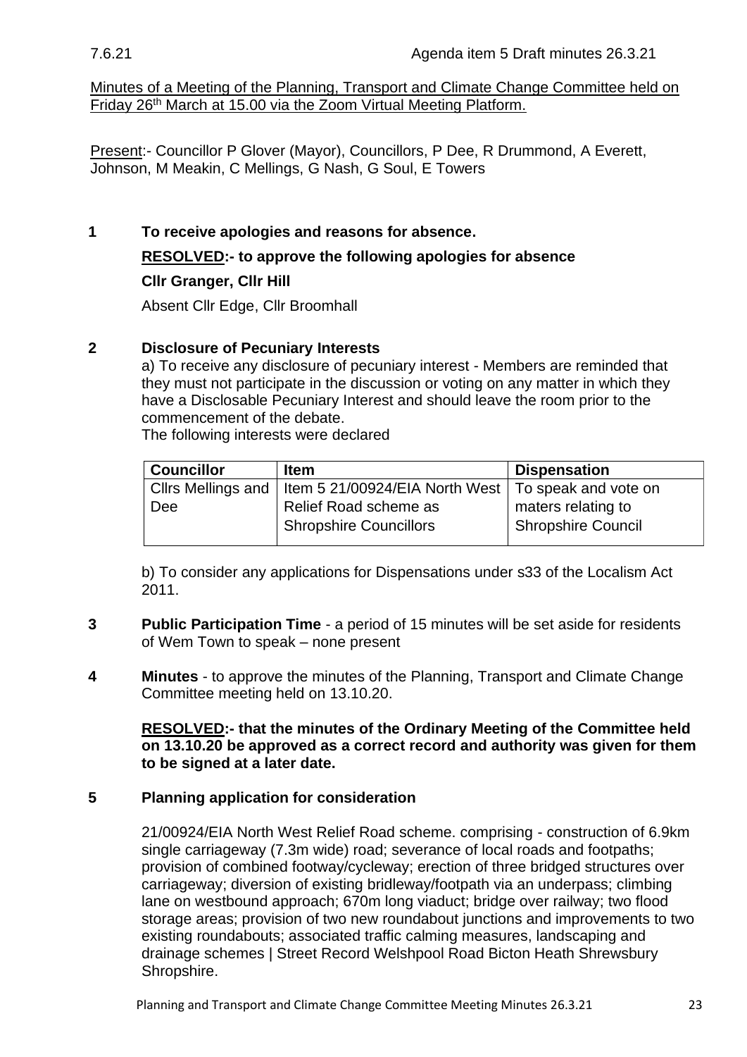7.6.21 Agenda item 5 Draft minutes 26.3.21

Minutes of a Meeting of the Planning, Transport and Climate Change Committee held on Friday 26th March at 15.00 via the Zoom Virtual Meeting Platform.

Present:- Councillor P Glover (Mayor), Councillors, P Dee, R Drummond, A Everett, Johnson, M Meakin, C Mellings, G Nash, G Soul, E Towers

**1 To receive apologies and reasons for absence.**

**RESOLVED:- to approve the following apologies for absence**

**Cllr Granger, Cllr Hill**

Absent Cllr Edge, Cllr Broomhall

**2 Disclosure of Pecuniary Interests**

a) To receive any disclosure of pecuniary interest - Members are reminded that they must not participate in the discussion or voting on any matter in which they have a Disclosable Pecuniary Interest and should leave the room prior to the commencement of the debate.

The following interests were declared

| **Councillor** | **Item** | **Dispensation** |
|---|---|---|
| Cllrs Mellings and Dee | Item 5 21/00924/EIA North West Relief Road scheme as Shropshire Councillors | To speak and vote on maters relating to Shropshire Council |

b) To consider any applications for Dispensations under s33 of the Localism Act 2011.

**3 Public Participation Time** - a period of 15 minutes will be set aside for residents of Wem Town to speak – none present

**4 Minutes** - to approve the minutes of the Planning, Transport and Climate Change Committee meeting held on 13.10.20.

**RESOLVED:- that the minutes of the Ordinary Meeting of the Committee held on 13.10.20 be approved as a correct record and authority was given for them to be signed at a later date.**

**5 Planning application for consideration**

21/00924/EIA North West Relief Road scheme. comprising - construction of 6.9km single carriageway (7.3m wide) road; severance of local roads and footpaths; provision of combined footway/cycleway; erection of three bridged structures over carriageway; diversion of existing bridleway/footpath via an underpass; climbing lane on westbound approach; 670m long viaduct; bridge over railway; two flood storage areas; provision of two new roundabout junctions and improvements to two existing roundabouts; associated traffic calming measures, landscaping and drainage schemes | Street Record Welshpool Road Bicton Heath Shrewsbury Shropshire.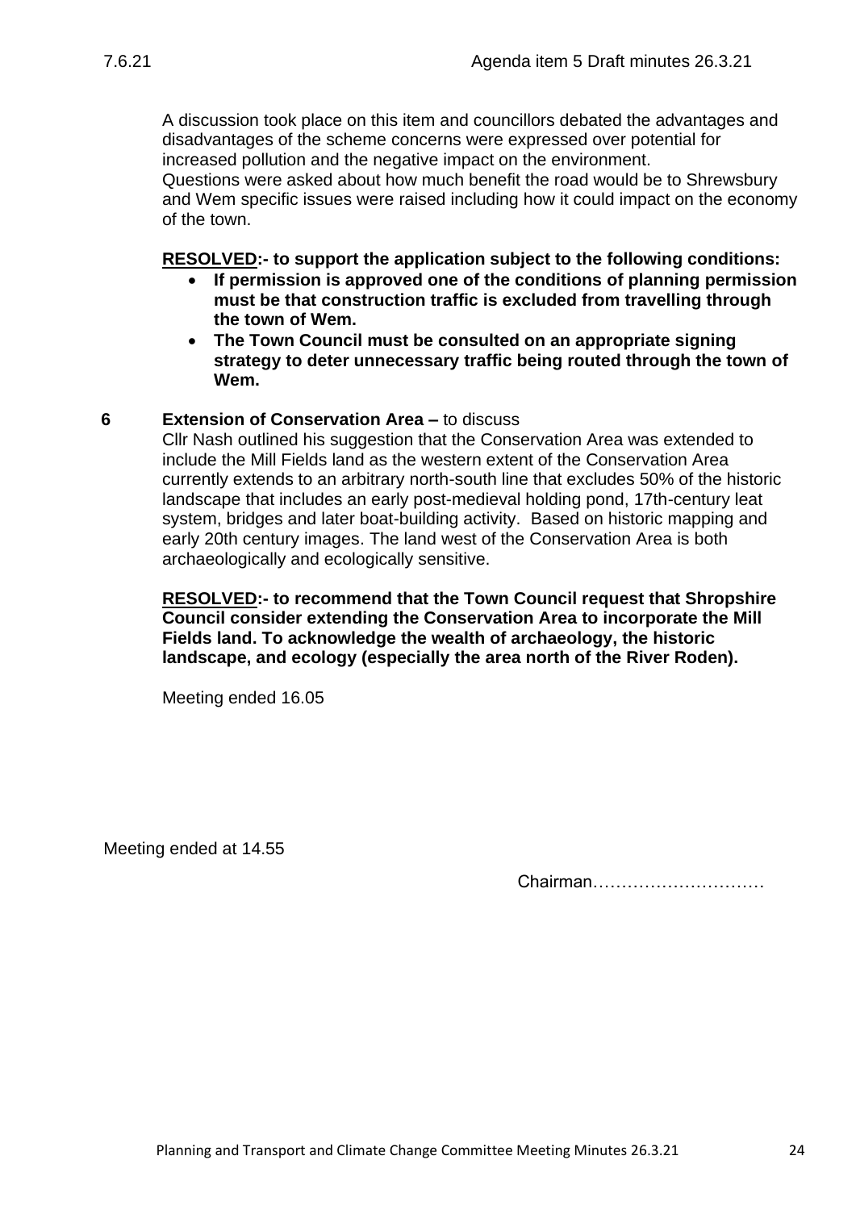A discussion took place on this item and councillors debated the advantages and disadvantages of the scheme concerns were expressed over potential for increased pollution and the negative impact on the environment.
Questions were asked about how much benefit the road would be to Shrewsbury and Wem specific issues were raised including how it could impact on the economy of the town.

**RESOLVED:- to support the application subject to the following conditions:**

- **If permission is approved one of the conditions of planning permission must be that construction traffic is excluded from travelling through the town of Wem.**
- **The Town Council must be consulted on an appropriate signing strategy to deter unnecessary traffic being routed through the town of Wem.**

**6 Extension of Conservation Area –** to discuss

Cllr Nash outlined his suggestion that the Conservation Area was extended to include the Mill Fields land as the western extent of the Conservation Area currently extends to an arbitrary north-south line that excludes 50% of the historic landscape that includes an early post-medieval holding pond, 17th-century leat system, bridges and later boat-building activity. Based on historic mapping and early 20th century images. The land west of the Conservation Area is both archaeologically and ecologically sensitive.

**RESOLVED:- to recommend that the Town Council request that Shropshire Council consider extending the Conservation Area to incorporate the Mill Fields land. To acknowledge the wealth of archaeology, the historic landscape, and ecology (especially the area north of the River Roden).**

Meeting ended 16.05

Meeting ended at 14.55

Chairman…………………………